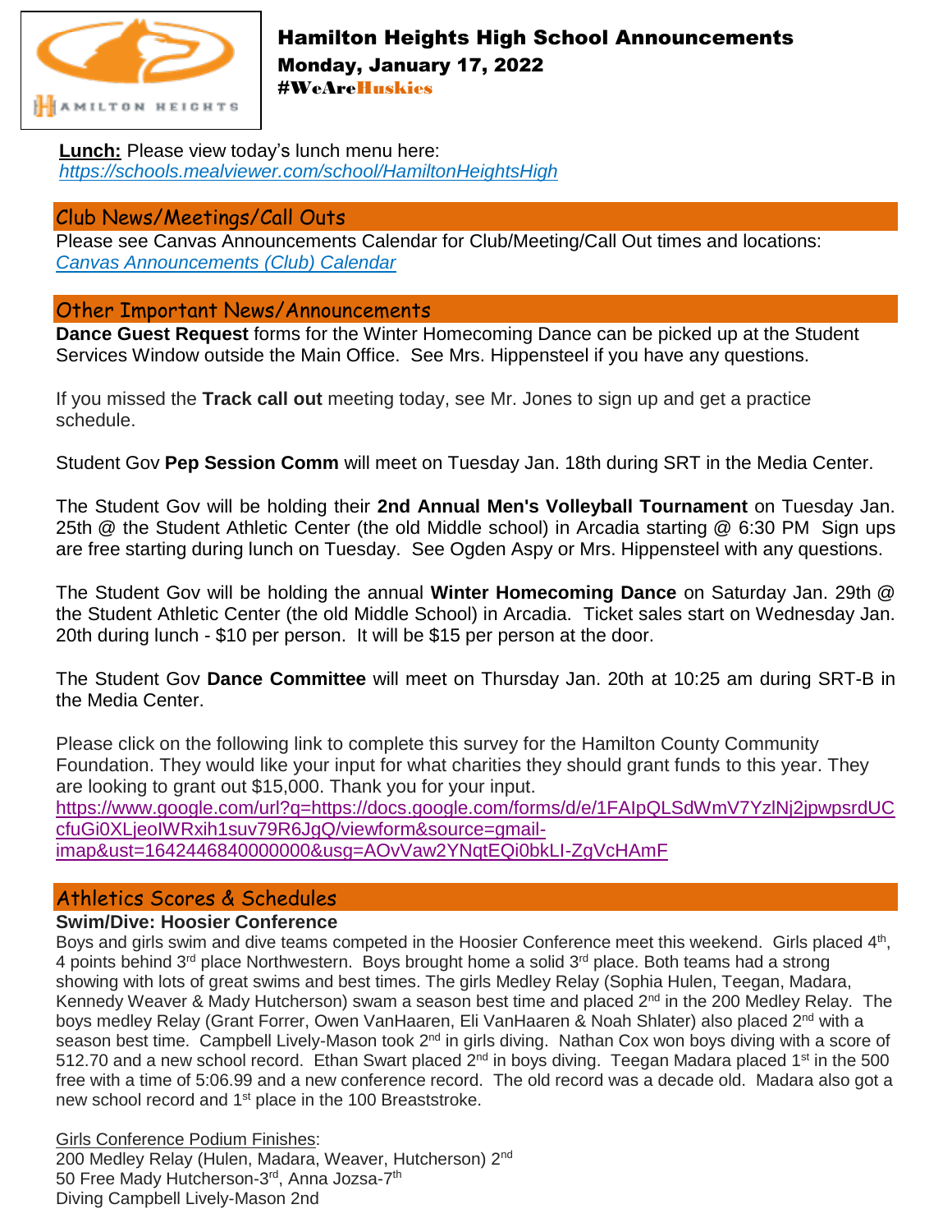# Hamilton Heights High School Announcements

**Monday, January 17, 2022**

**#WeAreHuskies**

**Lunch:** Please view today's lunch menu here:
*https://schools.mealviewer.com/school/HamiltonHeightsHigh*

## Club News/Meetings/Call Outs

Please see Canvas Announcements Calendar for Club/Meeting/Call Out times and locations:
*Canvas Announcements (Club) Calendar*

## Other Important News/Announcements

**Dance Guest Request** forms for the Winter Homecoming Dance can be picked up at the Student Services Window outside the Main Office. See Mrs. Hippensteel if you have any questions.

If you missed the **Track call out** meeting today, see Mr. Jones to sign up and get a practice schedule.

Student Gov **Pep Session Comm** will meet on Tuesday Jan. 18th during SRT in the Media Center.

The Student Gov will be holding their **2nd Annual Men's Volleyball Tournament** on Tuesday Jan. 25th @ the Student Athletic Center (the old Middle school) in Arcadia starting @ 6:30 PM Sign ups are free starting during lunch on Tuesday. See Ogden Aspy or Mrs. Hippensteel with any questions.

The Student Gov will be holding the annual **Winter Homecoming Dance** on Saturday Jan. 29th @ the Student Athletic Center (the old Middle School) in Arcadia. Ticket sales start on Wednesday Jan. 20th during lunch - $10 per person. It will be $15 per person at the door.

The Student Gov **Dance Committee** will meet on Thursday Jan. 20th at 10:25 am during SRT-B in the Media Center.

Please click on the following link to complete this survey for the Hamilton County Community Foundation. They would like your input for what charities they should grant funds to this year. They are looking to grant out $15,000. Thank you for your input.
https://www.google.com/url?q=https://docs.google.com/forms/d/e/1FAIpQLSdWmV7YzlNj2jpwpsrdUCcfuGi0XLjeoIWRxih1suv79R6JgQ/viewform&source=gmail-imap&ust=1642446840000000&usg=AOvVaw2YNqtEQi0bkLI-ZgVcHAmF

## Athletics Scores & Schedules

**Swim/Dive: Hoosier Conference**

Boys and girls swim and dive teams competed in the Hoosier Conference meet this weekend. Girls placed 4th, 4 points behind 3rd place Northwestern. Boys brought home a solid 3rd place. Both teams had a strong showing with lots of great swims and best times. The girls Medley Relay (Sophia Hulen, Teegan, Madara, Kennedy Weaver & Mady Hutcherson) swam a season best time and placed 2nd in the 200 Medley Relay. The boys medley Relay (Grant Forrer, Owen VanHaaren, Eli VanHaaren & Noah Shlater) also placed 2nd with a season best time. Campbell Lively-Mason took 2nd in girls diving. Nathan Cox won boys diving with a score of 512.70 and a new school record. Ethan Swart placed 2nd in boys diving. Teegan Madara placed 1st in the 500 free with a time of 5:06.99 and a new conference record. The old record was a decade old. Madara also got a new school record and 1st place in the 100 Breaststroke.

Girls Conference Podium Finishes:
200 Medley Relay (Hulen, Madara, Weaver, Hutcherson) 2nd
50 Free Mady Hutcherson-3rd, Anna Jozsa-7th
Diving Campbell Lively-Mason 2nd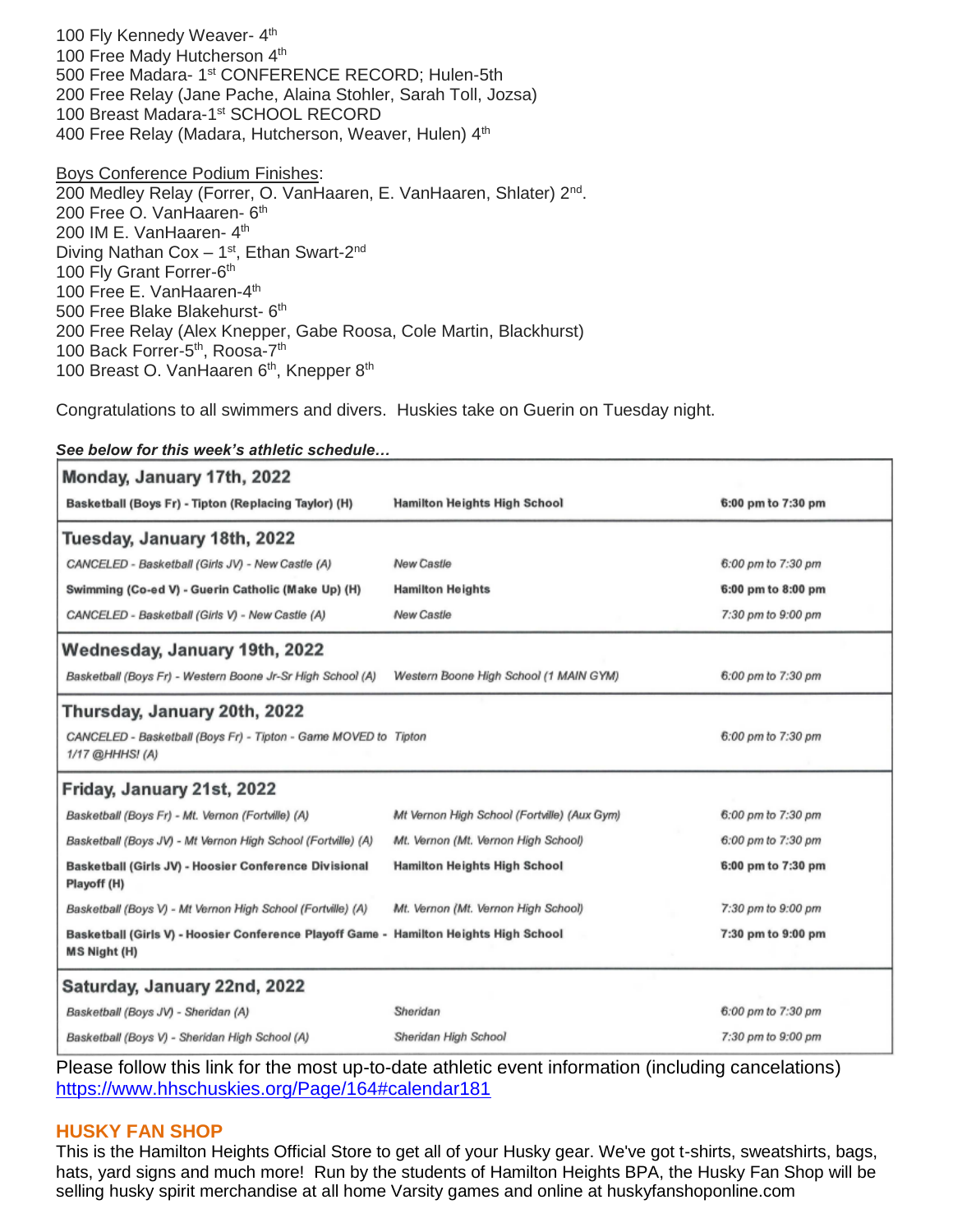100 Fly Kennedy Weaver- 4th
100 Free Mady Hutcherson 4th
500 Free Madara- 1st CONFERENCE RECORD; Hulen-5th
200 Free Relay (Jane Pache, Alaina Stohler, Sarah Toll, Jozsa)
100 Breast Madara-1st SCHOOL RECORD
400 Free Relay (Madara, Hutcherson, Weaver, Hulen) 4th

Boys Conference Podium Finishes:
200 Medley Relay (Forrer, O. VanHaaren, E. VanHaaren, Shlater) 2nd.
200 Free O. VanHaaren- 6th
200 IM E. VanHaaren- 4th
Diving Nathan Cox – 1st, Ethan Swart-2nd
100 Fly Grant Forrer-6th
100 Free E. VanHaaren-4th
500 Free Blake Blakehurst- 6th
200 Free Relay (Alex Knepper, Gabe Roosa, Cole Martin, Blackhurst)
100 Back Forrer-5th, Roosa-7th
100 Breast O. VanHaaren 6th, Knepper 8th

Congratulations to all swimmers and divers. Huskies take on Guerin on Tuesday night.

***See below for this week's athletic schedule…***

| | | |
|---|---|---|
| **Monday, January 17th, 2022** | | |
| **Basketball (Boys Fr) - Tipton (Replacing Taylor) (H)** | **Hamilton Heights High School** | **6:00 pm to 7:30 pm** |
| **Tuesday, January 18th, 2022** | | |
| *CANCELED - Basketball (Girls JV) - New Castle (A)* | *New Castle* | *6:00 pm to 7:30 pm* |
| **Swimming (Co-ed V) - Guerin Catholic (Make Up) (H)** | **Hamilton Heights** | **6:00 pm to 8:00 pm** |
| *CANCELED - Basketball (Girls V) - New Castle (A)* | *New Castle* | *7:30 pm to 9:00 pm* |
| **Wednesday, January 19th, 2022** | | |
| *Basketball (Boys Fr) - Western Boone Jr-Sr High School (A)* | *Western Boone High School (1 MAIN GYM)* | *6:00 pm to 7:30 pm* |
| **Thursday, January 20th, 2022** | | |
| *CANCELED - Basketball (Boys Fr) - Tipton - Game MOVED to 1/17 @HHHS! (A)* | *Tipton* | *6:00 pm to 7:30 pm* |
| **Friday, January 21st, 2022** | | |
| *Basketball (Boys Fr) - Mt. Vernon (Fortville) (A)* | *Mt Vernon High School (Fortville) (Aux Gym)* | *6:00 pm to 7:30 pm* |
| *Basketball (Boys JV) - Mt Vernon High School (Fortville) (A)* | *Mt. Vernon (Mt. Vernon High School)* | *6:00 pm to 7:30 pm* |
| **Basketball (Girls JV) - Hoosier Conference Divisional Playoff (H)** | **Hamilton Heights High School** | **6:00 pm to 7:30 pm** |
| *Basketball (Boys V) - Mt Vernon High School (Fortville) (A)* | *Mt. Vernon (Mt. Vernon High School)* | *7:30 pm to 9:00 pm* |
| **Basketball (Girls V) - Hoosier Conference Playoff Game - MS Night (H)** | **Hamilton Heights High School** | **7:30 pm to 9:00 pm** |
| **Saturday, January 22nd, 2022** | | |
| *Basketball (Boys JV) - Sheridan (A)* | *Sheridan* | *6:00 pm to 7:30 pm* |
| *Basketball (Boys V) - Sheridan High School (A)* | *Sheridan High School* | *7:30 pm to 9:00 pm* |

Please follow this link for the most up-to-date athletic event information (including cancelations)
https://www.hhschuskies.org/Page/164#calendar181

## HUSKY FAN SHOP

This is the Hamilton Heights Official Store to get all of your Husky gear. We've got t-shirts, sweatshirts, bags, hats, yard signs and much more! Run by the students of Hamilton Heights BPA, the Husky Fan Shop will be selling husky spirit merchandise at all home Varsity games and online at huskyfanshoponline.com